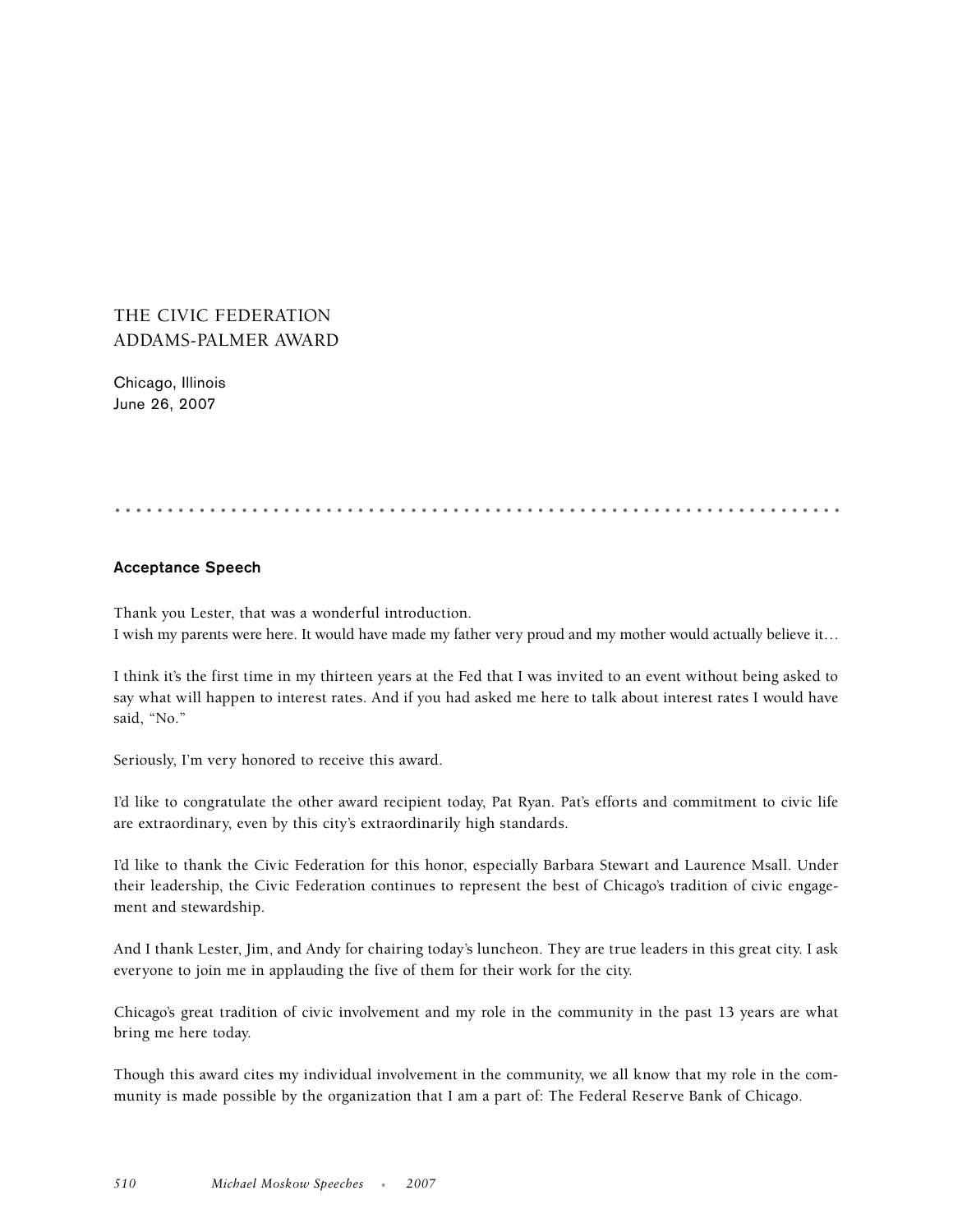# THE CIVIC FEDERATION ADDAMS-PALMER AWARD

Chicago, Illinois
June 26, 2007

## Acceptance Speech

Thank you Lester, that was a wonderful introduction.
I wish my parents were here. It would have made my father very proud and my mother would actually believe it…

I think it's the first time in my thirteen years at the Fed that I was invited to an event without being asked to say what will happen to interest rates. And if you had asked me here to talk about interest rates I would have said, "No."

Seriously, I'm very honored to receive this award.

I'd like to congratulate the other award recipient today, Pat Ryan. Pat's efforts and commitment to civic life are extraordinary, even by this city's extraordinarily high standards.

I'd like to thank the Civic Federation for this honor, especially Barbara Stewart and Laurence Msall. Under their leadership, the Civic Federation continues to represent the best of Chicago's tradition of civic engagement and stewardship.

And I thank Lester, Jim, and Andy for chairing today's luncheon. They are true leaders in this great city. I ask everyone to join me in applauding the five of them for their work for the city.

Chicago's great tradition of civic involvement and my role in the community in the past 13 years are what bring me here today.

Though this award cites my individual involvement in the community, we all know that my role in the community is made possible by the organization that I am a part of: The Federal Reserve Bank of Chicago.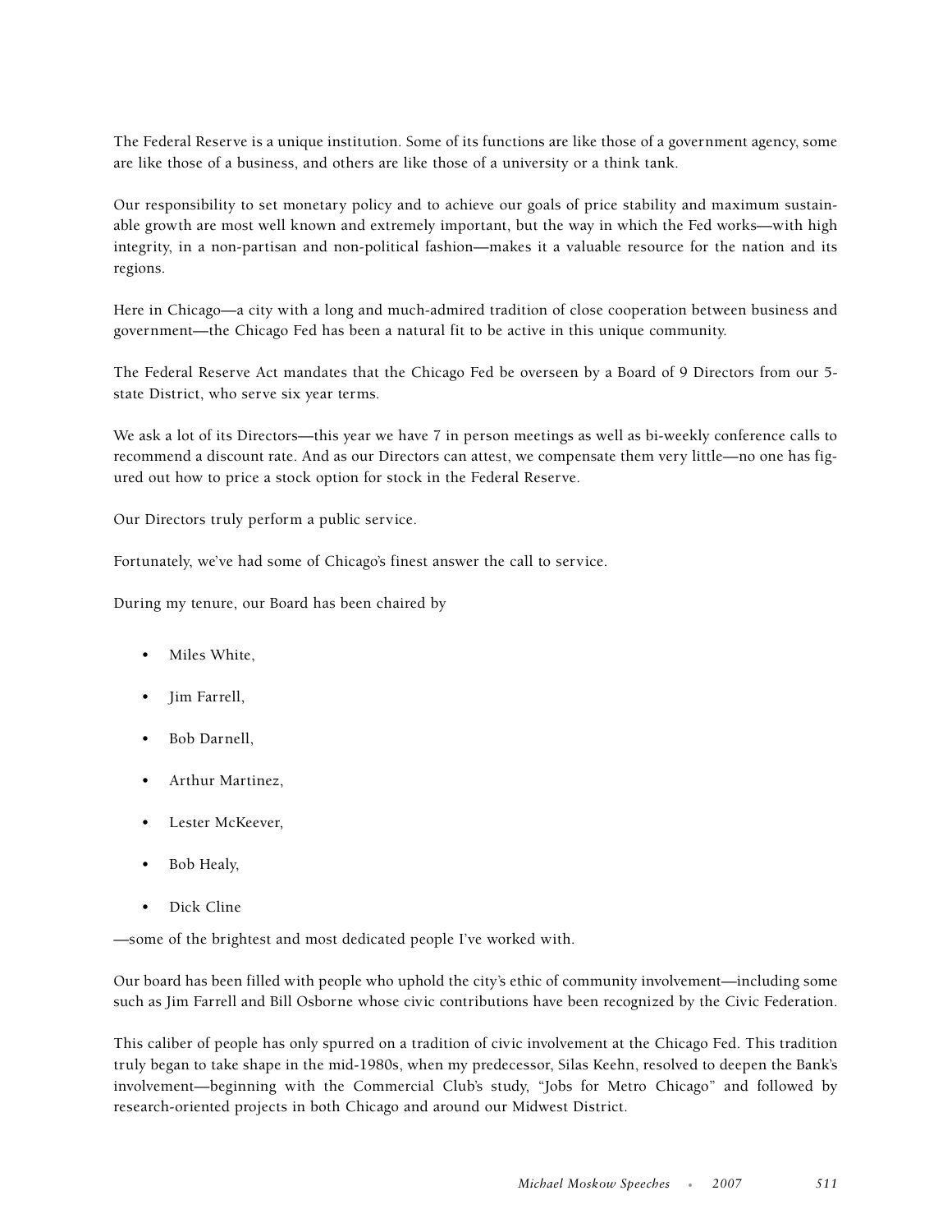The Federal Reserve is a unique institution. Some of its functions are like those of a government agency, some are like those of a business, and others are like those of a university or a think tank.

Our responsibility to set monetary policy and to achieve our goals of price stability and maximum sustainable growth are most well known and extremely important, but the way in which the Fed works—with high integrity, in a non-partisan and non-political fashion—makes it a valuable resource for the nation and its regions.

Here in Chicago—a city with a long and much-admired tradition of close cooperation between business and government—the Chicago Fed has been a natural fit to be active in this unique community.

The Federal Reserve Act mandates that the Chicago Fed be overseen by a Board of 9 Directors from our 5-state District, who serve six year terms.

We ask a lot of its Directors—this year we have 7 in person meetings as well as bi-weekly conference calls to recommend a discount rate. And as our Directors can attest, we compensate them very little—no one has figured out how to price a stock option for stock in the Federal Reserve.

Our Directors truly perform a public service.

Fortunately, we've had some of Chicago's finest answer the call to service.

During my tenure, our Board has been chaired by

- Miles White,
- Jim Farrell,
- Bob Darnell,
- Arthur Martinez,
- Lester McKeever,
- Bob Healy,
- Dick Cline

—some of the brightest and most dedicated people I've worked with.

Our board has been filled with people who uphold the city's ethic of community involvement—including some such as Jim Farrell and Bill Osborne whose civic contributions have been recognized by the Civic Federation.

This caliber of people has only spurred on a tradition of civic involvement at the Chicago Fed. This tradition truly began to take shape in the mid-1980s, when my predecessor, Silas Keehn, resolved to deepen the Bank's involvement—beginning with the Commercial Club's study, "Jobs for Metro Chicago" and followed by research-oriented projects in both Chicago and around our Midwest District.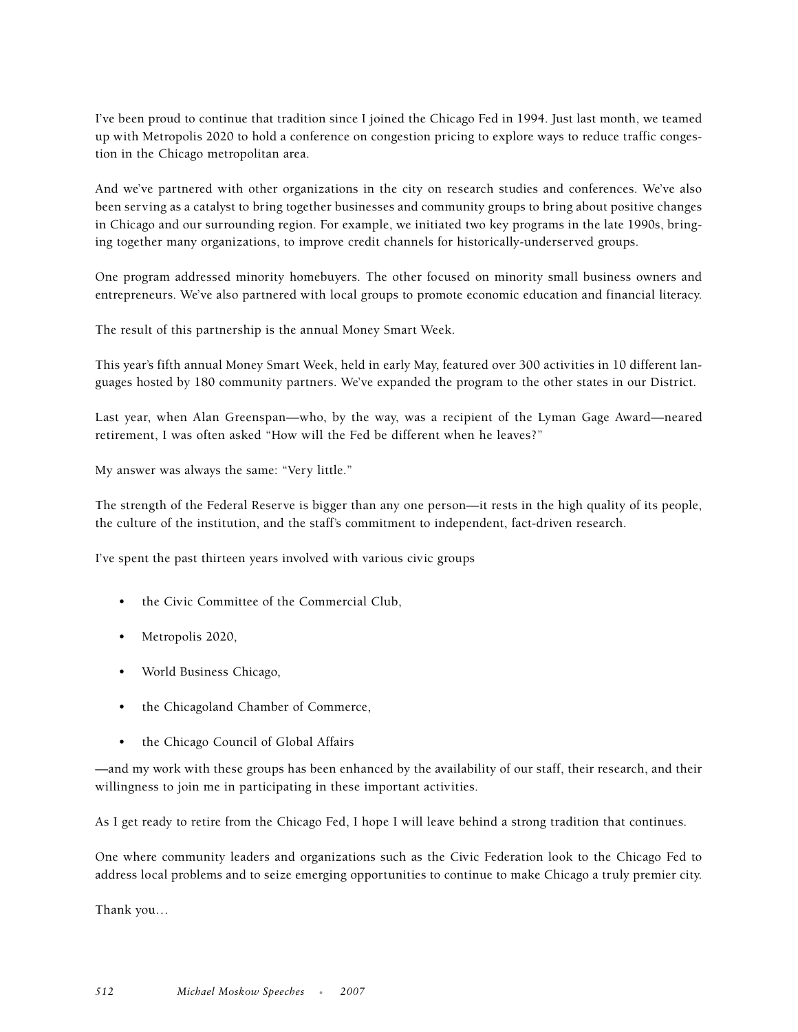I've been proud to continue that tradition since I joined the Chicago Fed in 1994. Just last month, we teamed up with Metropolis 2020 to hold a conference on congestion pricing to explore ways to reduce traffic congestion in the Chicago metropolitan area.

And we've partnered with other organizations in the city on research studies and conferences. We've also been serving as a catalyst to bring together businesses and community groups to bring about positive changes in Chicago and our surrounding region. For example, we initiated two key programs in the late 1990s, bringing together many organizations, to improve credit channels for historically-underserved groups.

One program addressed minority homebuyers. The other focused on minority small business owners and entrepreneurs. We've also partnered with local groups to promote economic education and financial literacy.

The result of this partnership is the annual Money Smart Week.

This year's fifth annual Money Smart Week, held in early May, featured over 300 activities in 10 different languages hosted by 180 community partners. We've expanded the program to the other states in our District.

Last year, when Alan Greenspan—who, by the way, was a recipient of the Lyman Gage Award—neared retirement, I was often asked "How will the Fed be different when he leaves?"

My answer was always the same: "Very little."

The strength of the Federal Reserve is bigger than any one person—it rests in the high quality of its people, the culture of the institution, and the staff's commitment to independent, fact-driven research.

I've spent the past thirteen years involved with various civic groups

- the Civic Committee of the Commercial Club,
- Metropolis 2020,
- World Business Chicago,
- the Chicagoland Chamber of Commerce,
- the Chicago Council of Global Affairs

—and my work with these groups has been enhanced by the availability of our staff, their research, and their willingness to join me in participating in these important activities.

As I get ready to retire from the Chicago Fed, I hope I will leave behind a strong tradition that continues.

One where community leaders and organizations such as the Civic Federation look to the Chicago Fed to address local problems and to seize emerging opportunities to continue to make Chicago a truly premier city.

Thank you…